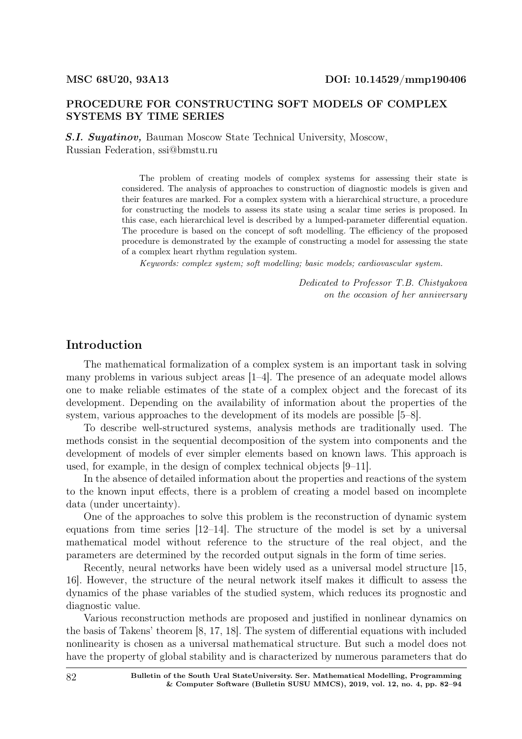**MSC 68U20, 93A13** **DOI: 10.14529/mmp190406**

# PROCEDURE FOR CONSTRUCTING SOFT MODELS OF COMPLEX SYSTEMS BY TIME SERIES

***S.I. Suyatinov,*** Bauman Moscow State Technical University, Moscow, Russian Federation, ssi@bmstu.ru

The problem of creating models of complex systems for assessing their state is considered. The analysis of approaches to construction of diagnostic models is given and their features are marked. For a complex system with a hierarchical structure, a procedure for constructing the models to assess its state using a scalar time series is proposed. In this case, each hierarchical level is described by a lumped-parameter differential equation. The procedure is based on the concept of soft modelling. The efficiency of the proposed procedure is demonstrated by the example of constructing a model for assessing the state of a complex heart rhythm regulation system.

*Keywords: complex system; soft modelling; basic models; cardiovascular system.*

*Dedicated to Professor T.B. Chistyakova on the occasion of her anniversary*

## Introduction

The mathematical formalization of a complex system is an important task in solving many problems in various subject areas [1–4]. The presence of an adequate model allows one to make reliable estimates of the state of a complex object and the forecast of its development. Depending on the availability of information about the properties of the system, various approaches to the development of its models are possible [5–8].

To describe well-structured systems, analysis methods are traditionally used. The methods consist in the sequential decomposition of the system into components and the development of models of ever simpler elements based on known laws. This approach is used, for example, in the design of complex technical objects [9–11].

In the absence of detailed information about the properties and reactions of the system to the known input effects, there is a problem of creating a model based on incomplete data (under uncertainty).

One of the approaches to solve this problem is the reconstruction of dynamic system equations from time series [12–14]. The structure of the model is set by a universal mathematical model without reference to the structure of the real object, and the parameters are determined by the recorded output signals in the form of time series.

Recently, neural networks have been widely used as a universal model structure [15, 16]. However, the structure of the neural network itself makes it difficult to assess the dynamics of the phase variables of the studied system, which reduces its prognostic and diagnostic value.

Various reconstruction methods are proposed and justified in nonlinear dynamics on the basis of Takens' theorem [8, 17, 18]. The system of differential equations with included nonlinearity is chosen as a universal mathematical structure. But such a model does not have the property of global stability and is characterized by numerous parameters that do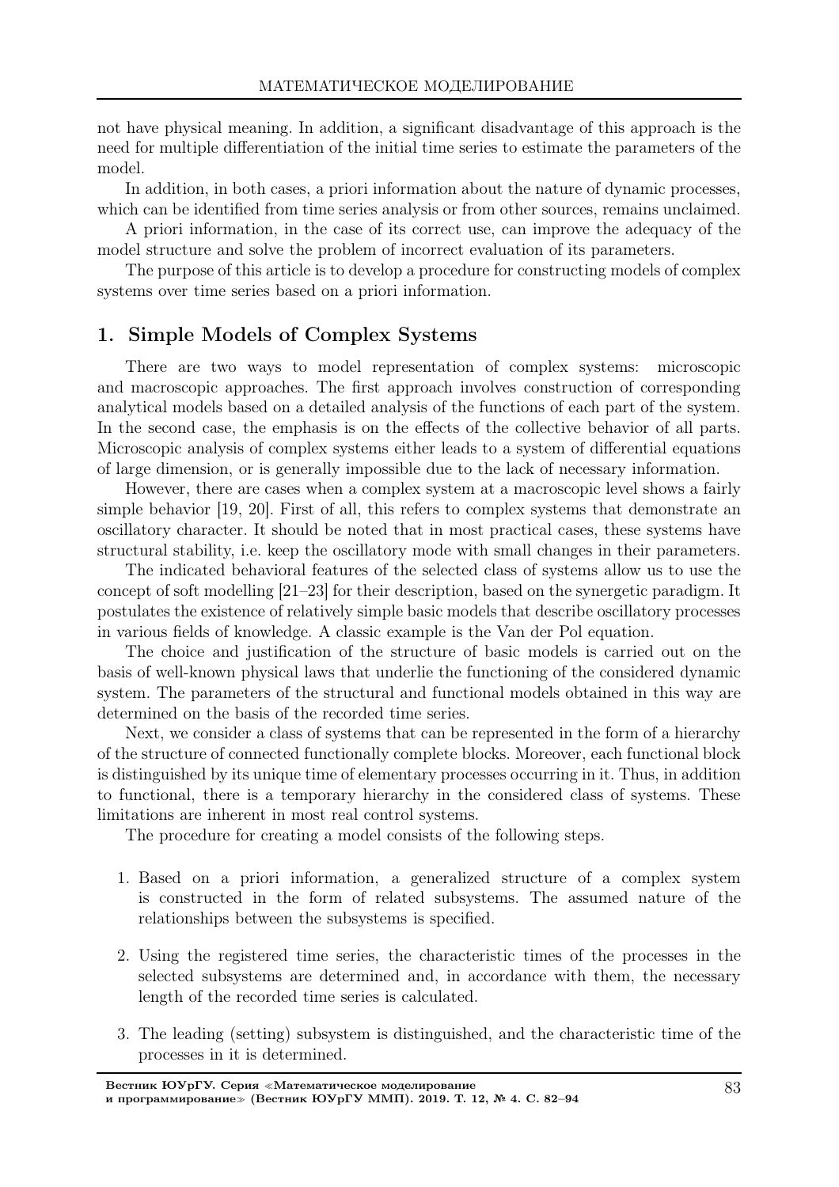not have physical meaning. In addition, a significant disadvantage of this approach is the need for multiple differentiation of the initial time series to estimate the parameters of the model.

In addition, in both cases, a priori information about the nature of dynamic processes, which can be identified from time series analysis or from other sources, remains unclaimed.

A priori information, in the case of its correct use, can improve the adequacy of the model structure and solve the problem of incorrect evaluation of its parameters.

The purpose of this article is to develop a procedure for constructing models of complex systems over time series based on a priori information.

## 1. Simple Models of Complex Systems

There are two ways to model representation of complex systems: microscopic and macroscopic approaches. The first approach involves construction of corresponding analytical models based on a detailed analysis of the functions of each part of the system. In the second case, the emphasis is on the effects of the collective behavior of all parts. Microscopic analysis of complex systems either leads to a system of differential equations of large dimension, or is generally impossible due to the lack of necessary information.

However, there are cases when a complex system at a macroscopic level shows a fairly simple behavior [19, 20]. First of all, this refers to complex systems that demonstrate an oscillatory character. It should be noted that in most practical cases, these systems have structural stability, i.e. keep the oscillatory mode with small changes in their parameters.

The indicated behavioral features of the selected class of systems allow us to use the concept of soft modelling [21–23] for their description, based on the synergetic paradigm. It postulates the existence of relatively simple basic models that describe oscillatory processes in various fields of knowledge. A classic example is the Van der Pol equation.

The choice and justification of the structure of basic models is carried out on the basis of well-known physical laws that underlie the functioning of the considered dynamic system. The parameters of the structural and functional models obtained in this way are determined on the basis of the recorded time series.

Next, we consider a class of systems that can be represented in the form of a hierarchy of the structure of connected functionally complete blocks. Moreover, each functional block is distinguished by its unique time of elementary processes occurring in it. Thus, in addition to functional, there is a temporary hierarchy in the considered class of systems. These limitations are inherent in most real control systems.

The procedure for creating a model consists of the following steps.

1. Based on a priori information, a generalized structure of a complex system is constructed in the form of related subsystems. The assumed nature of the relationships between the subsystems is specified.

2. Using the registered time series, the characteristic times of the processes in the selected subsystems are determined and, in accordance with them, the necessary length of the recorded time series is calculated.

3. The leading (setting) subsystem is distinguished, and the characteristic time of the processes in it is determined.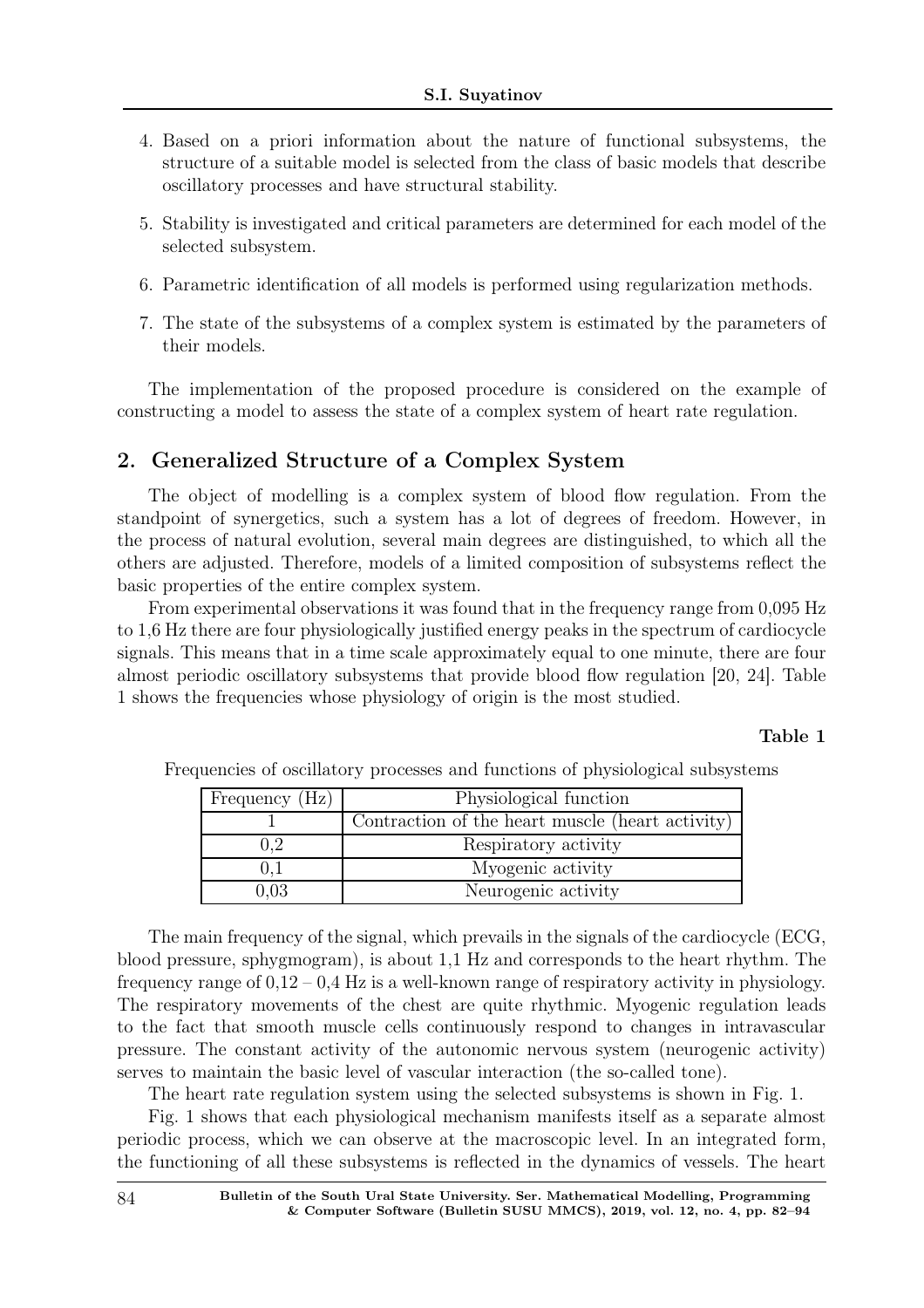4. Based on a priori information about the nature of functional subsystems, the structure of a suitable model is selected from the class of basic models that describe oscillatory processes and have structural stability.

5. Stability is investigated and critical parameters are determined for each model of the selected subsystem.

6. Parametric identification of all models is performed using regularization methods.

7. The state of the subsystems of a complex system is estimated by the parameters of their models.

The implementation of the proposed procedure is considered on the example of constructing a model to assess the state of a complex system of heart rate regulation.

## 2. Generalized Structure of a Complex System

The object of modelling is a complex system of blood flow regulation. From the standpoint of synergetics, such a system has a lot of degrees of freedom. However, in the process of natural evolution, several main degrees are distinguished, to which all the others are adjusted. Therefore, models of a limited composition of subsystems reflect the basic properties of the entire complex system.

From experimental observations it was found that in the frequency range from 0,095 Hz to 1,6 Hz there are four physiologically justified energy peaks in the spectrum of cardiocycle signals. This means that in a time scale approximately equal to one minute, there are four almost periodic oscillatory subsystems that provide blood flow regulation [20, 24]. Table 1 shows the frequencies whose physiology of origin is the most studied.

**Table 1**

Frequencies of oscillatory processes and functions of physiological subsystems

| Frequency (Hz) | Physiological function |
|---|---|
| 1 | Contraction of the heart muscle (heart activity) |
| 0,2 | Respiratory activity |
| 0,1 | Myogenic activity |
| 0,03 | Neurogenic activity |

The main frequency of the signal, which prevails in the signals of the cardiocycle (ECG, blood pressure, sphygmogram), is about 1,1 Hz and corresponds to the heart rhythm. The frequency range of 0,12 – 0,4 Hz is a well-known range of respiratory activity in physiology. The respiratory movements of the chest are quite rhythmic. Myogenic regulation leads to the fact that smooth muscle cells continuously respond to changes in intravascular pressure. The constant activity of the autonomic nervous system (neurogenic activity) serves to maintain the basic level of vascular interaction (the so-called tone).

The heart rate regulation system using the selected subsystems is shown in Fig. 1.

Fig. 1 shows that each physiological mechanism manifests itself as a separate almost periodic process, which we can observe at the macroscopic level. In an integrated form, the functioning of all these subsystems is reflected in the dynamics of vessels. The heart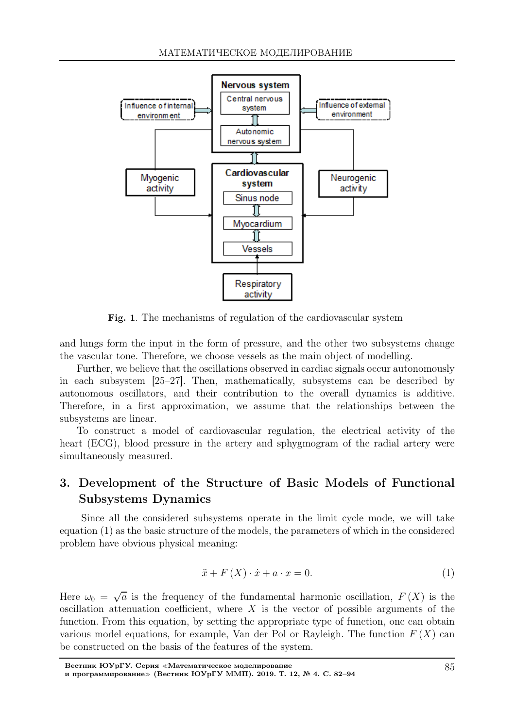Fig. 1. The mechanisms of regulation of the cardiovascular system

and lungs form the input in the form of pressure, and the other two subsystems change the vascular tone. Therefore, we choose vessels as the main object of modelling.

Further, we believe that the oscillations observed in cardiac signals occur autonomously in each subsystem [25–27]. Then, mathematically, subsystems can be described by autonomous oscillators, and their contribution to the overall dynamics is additive. Therefore, in a first approximation, we assume that the relationships between the subsystems are linear.

To construct a model of cardiovascular regulation, the electrical activity of the heart (ECG), blood pressure in the artery and sphygmogram of the radial artery were simultaneously measured.

## 3. Development of the Structure of Basic Models of Functional Subsystems Dynamics

Since all the considered subsystems operate in the limit cycle mode, we will take equation (1) as the basic structure of the models, the parameters of which in the considered problem have obvious physical meaning:

$$\ddot{x} + F(X) \cdot \dot{x} + a \cdot x = 0. \tag{1}$$

Here $\omega_0 = \sqrt{a}$ is the frequency of the fundamental harmonic oscillation, $F(X)$ is the oscillation attenuation coefficient, where $X$ is the vector of possible arguments of the function. From this equation, by setting the appropriate type of function, one can obtain various model equations, for example, Van der Pol or Rayleigh. The function $F(X)$ can be constructed on the basis of the features of the system.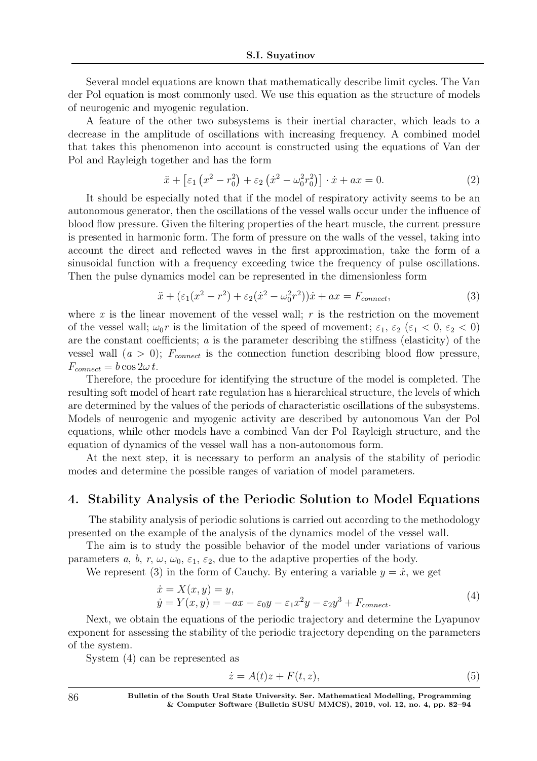Several model equations are known that mathematically describe limit cycles. The Van der Pol equation is most commonly used. We use this equation as the structure of models of neurogenic and myogenic regulation.

A feature of the other two subsystems is their inertial character, which leads to a decrease in the amplitude of oscillations with increasing frequency. A combined model that takes this phenomenon into account is constructed using the equations of Van der Pol and Rayleigh together and has the form

$$\ddot{x} + \left[\varepsilon_1 \left(x^2 - r_0^2\right) + \varepsilon_2 \left(\dot{x}^2 - \omega_0^2 r_0^2\right)\right] \cdot \dot{x} + ax = 0. \tag{2}$$

It should be especially noted that if the model of respiratory activity seems to be an autonomous generator, then the oscillations of the vessel walls occur under the influence of blood flow pressure. Given the filtering properties of the heart muscle, the current pressure is presented in harmonic form. The form of pressure on the walls of the vessel, taking into account the direct and reflected waves in the first approximation, take the form of a sinusoidal function with a frequency exceeding twice the frequency of pulse oscillations. Then the pulse dynamics model can be represented in the dimensionless form

$$\ddot{x} + (\varepsilon_1(x^2 - r^2) + \varepsilon_2(\dot{x}^2 - \omega_0^2 r^2))\dot{x} + ax = F_{connect}, \tag{3}$$

where $x$ is the linear movement of the vessel wall; $r$ is the restriction on the movement of the vessel wall; $\omega_0 r$ is the limitation of the speed of movement; $\varepsilon_1$, $\varepsilon_2$ ($\varepsilon_1 < 0$, $\varepsilon_2 < 0$) are the constant coefficients; $a$ is the parameter describing the stiffness (elasticity) of the vessel wall ($a > 0$); $F_{connect}$ is the connection function describing blood flow pressure, $F_{connect} = b \cos 2\omega\, t$.

Therefore, the procedure for identifying the structure of the model is completed. The resulting soft model of heart rate regulation has a hierarchical structure, the levels of which are determined by the values of the periods of characteristic oscillations of the subsystems. Models of neurogenic and myogenic activity are described by autonomous Van der Pol equations, while other models have a combined Van der Pol–Rayleigh structure, and the equation of dynamics of the vessel wall has a non-autonomous form.

At the next step, it is necessary to perform an analysis of the stability of periodic modes and determine the possible ranges of variation of model parameters.

## 4. Stability Analysis of the Periodic Solution to Model Equations

The stability analysis of periodic solutions is carried out according to the methodology presented on the example of the analysis of the dynamics model of the vessel wall.

The aim is to study the possible behavior of the model under variations of various parameters $a$, $b$, $r$, $\omega$, $\omega_0$, $\varepsilon_1$, $\varepsilon_2$, due to the adaptive properties of the body.

We represent (3) in the form of Cauchy. By entering a variable $y = \dot{x}$, we get

$$\begin{aligned} \dot{x} &= X(x, y) = y, \\ \dot{y} &= Y(x, y) = -ax - \varepsilon_0 y - \varepsilon_1 x^2 y - \varepsilon_2 y^3 + F_{connect}. \end{aligned} \tag{4}$$

Next, we obtain the equations of the periodic trajectory and determine the Lyapunov exponent for assessing the stability of the periodic trajectory depending on the parameters of the system.

System (4) can be represented as

$$\dot{z} = A(t)z + F(t, z), \tag{5}$$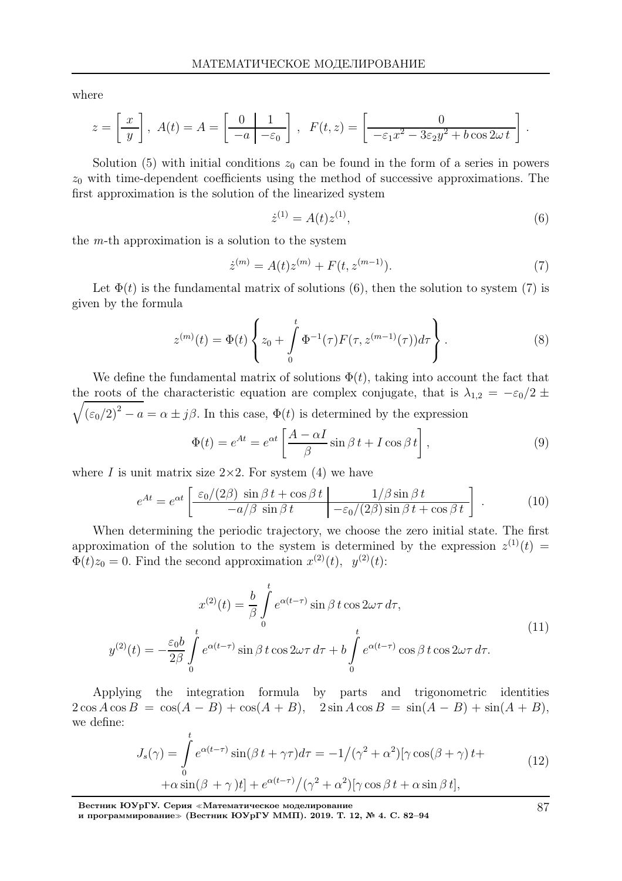where

$$z = \left[\begin{array}{c} x \\ \hline y \end{array}\right], \ A(t) = A = \left[\begin{array}{c|c} 0 & 1 \\ \hline -a & -\varepsilon_0 \end{array}\right], \ \ F(t,z) = \left[\begin{array}{c} 0 \\ \hline -\varepsilon_1 x^2 - 3\varepsilon_2 y^2 + b\cos 2\omega t \end{array}\right].$$

Solution (5) with initial conditions $z_0$ can be found in the form of a series in powers $z_0$ with time-dependent coefficients using the method of successive approximations. The first approximation is the solution of the linearized system

$$\dot{z}^{(1)} = A(t) z^{(1)}, \tag{6}$$

the $m$-th approximation is a solution to the system

$$\dot{z}^{(m)} = A(t) z^{(m)} + F(t, z^{(m-1)}). \tag{7}$$

Let $\Phi(t)$ is the fundamental matrix of solutions (6), then the solution to system (7) is given by the formula

$$z^{(m)}(t) = \Phi(t) \left\{ z_0 + \int\limits_0^t \Phi^{-1}(\tau) F(\tau, z^{(m-1)}(\tau)) d\tau \right\}. \tag{8}$$

We define the fundamental matrix of solutions $\Phi(t)$, taking into account the fact that the roots of the characteristic equation are complex conjugate, that is $\lambda_{1,2} = -\varepsilon_0/2 \pm \sqrt{(\varepsilon_0/2)^2 - a} = \alpha \pm j\beta$. In this case, $\Phi(t)$ is determined by the expression

$$\Phi(t) = e^{At} = e^{\alpha t}\left[\frac{A - \alpha I}{\beta}\sin\beta t + I\cos\beta t\right], \tag{9}$$

where $I$ is unit matrix size $2{\times}2$. For system (4) we have

$$e^{At} = e^{\alpha t}\left[\begin{array}{c|c} \varepsilon_0/(2\beta)\ \sin\beta t + \cos\beta t & 1/\beta \sin\beta t \\ \hline -a/\beta\ \sin\beta t & -\varepsilon_0/(2\beta)\sin\beta t + \cos\beta t \end{array}\right]. \tag{10}$$

When determining the periodic trajectory, we choose the zero initial state. The first approximation of the solution to the system is determined by the expression $z^{(1)}(t) = \Phi(t) z_0 = 0$. Find the second approximation $x^{(2)}(t)$, $y^{(2)}(t)$:

$$\begin{gathered} x^{(2)}(t) = \frac{b}{\beta}\int\limits_0^t e^{\alpha(t-\tau)}\sin\beta t\cos 2\omega\tau\, d\tau, \\ y^{(2)}(t) = -\frac{\varepsilon_0 b}{2\beta}\int\limits_0^t e^{\alpha(t-\tau)}\sin\beta t\cos 2\omega\tau\, d\tau + b\int\limits_0^t e^{\alpha(t-\tau)}\cos\beta t\cos 2\omega\tau\, d\tau. \end{gathered} \tag{11}$$

Applying the integration formula by parts and trigonometric identities $2\cos A\cos B = \cos(A-B) + \cos(A+B)$, $\ 2\sin A\cos B = \sin(A-B) + \sin(A+B)$, we define:

$$\begin{gathered} J_s(\gamma) = \int\limits_0^t e^{\alpha(t-\tau)}\sin(\beta t + \gamma\tau) d\tau = -1/(\gamma^2 + \alpha^2)[\gamma\cos(\beta + \gamma)\, t + \\ + \alpha\sin(\beta + \gamma)t] + e^{\alpha(t-\tau)}/(\gamma^2 + \alpha^2)[\gamma\cos\beta t + \alpha\sin\beta t], \end{gathered} \tag{12}$$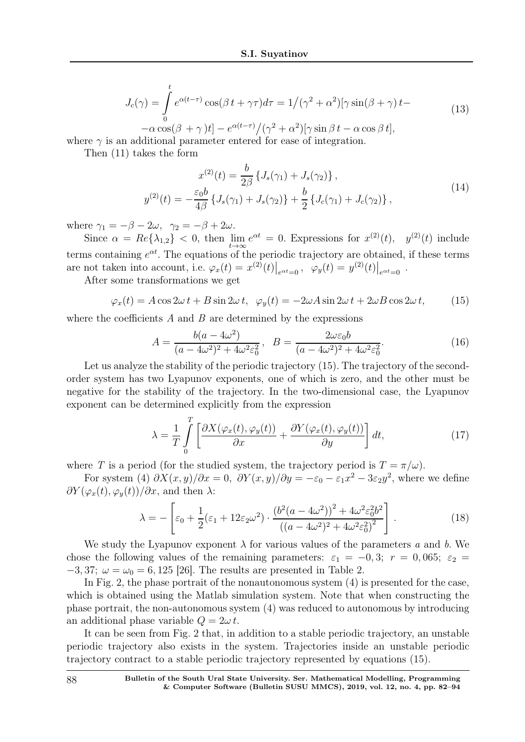$$
J_c(\gamma) = \int_0^t e^{\alpha(t-\tau)} \cos(\beta\, t + \gamma\tau) d\tau = 1/(\gamma^2 + \alpha^2)[\gamma \sin(\beta + \gamma)\, t -
$$
$$
-\alpha \cos(\beta\, + \gamma\,)t] - e^{\alpha(t-\tau)}/(\gamma^2 + \alpha^2)[\gamma \sin \beta\, t - \alpha \cos \beta\, t], \tag{13}
$$

where $\gamma$ is an additional parameter entered for ease of integration.

Then (11) takes the form

$$
x^{(2)}(t) = \frac{b}{2\beta} \left\{ J_s(\gamma_1) + J_s(\gamma_2) \right\},
$$
$$
y^{(2)}(t) = -\frac{\varepsilon_0 b}{4\beta} \left\{ J_s(\gamma_1) + J_s(\gamma_2) \right\} + \frac{b}{2} \left\{ J_c(\gamma_1) + J_c(\gamma_2) \right\}, \tag{14}
$$

where $\gamma_1 = -\beta - 2\omega, \;\; \gamma_2 = -\beta + 2\omega$.

Since $\alpha = Re\{\lambda_{1,2}\} < 0$, then $\lim\limits_{t\to\infty} e^{\alpha t} = 0$. Expressions for $x^{(2)}(t), \;\; y^{(2)}(t)$ include terms containing $e^{\alpha t}$. The equations of the periodic trajectory are obtained, if these terms are not taken into account, i.e. $\varphi_x(t) = x^{(2)}(t)\big|_{e^{\alpha t}=0}, \;\; \varphi_y(t) = y^{(2)}(t)\big|_{e^{\alpha t}=0}$.

After some transformations we get

$$
\varphi_x(t) = A \cos 2\omega\, t + B \sin 2\omega\, t, \;\; \varphi_y(t) = -2\omega A \sin 2\omega\, t + 2\omega B \cos 2\omega\, t, \tag{15}
$$

where the coefficients $A$ and $B$ are determined by the expressions

$$
A = \frac{b(a - 4\omega^2)}{(a - 4\omega^2)^2 + 4\omega^2\varepsilon_0^2}, \;\; B = \frac{2\omega\varepsilon_0 b}{(a - 4\omega^2)^2 + 4\omega^2\varepsilon_0^2}. \tag{16}
$$

Let us analyze the stability of the periodic trajectory (15). The trajectory of the second-order system has two Lyapunov exponents, one of which is zero, and the other must be negative for the stability of the trajectory. In the two-dimensional case, the Lyapunov exponent can be determined explicitly from the expression

$$
\lambda = \frac{1}{T} \int_0^T \left[ \frac{\partial X(\varphi_x(t), \varphi_y(t))}{\partial x} + \frac{\partial Y(\varphi_x(t), \varphi_y(t))}{\partial y} \right] dt, \tag{17}
$$

where $T$ is a period (for the studied system, the trajectory period is $T = \pi/\omega$).

For system (4) $\partial X(x, y)/\partial x = 0, \; \partial Y(x, y)/\partial y = -\varepsilon_0 - \varepsilon_1 x^2 - 3\varepsilon_2 y^2$, where we define $\partial Y(\varphi_x(t), \varphi_y(t))/\partial x$, and then $\lambda$:

$$
\lambda = -\left[ \varepsilon_0 + \frac{1}{2}(\varepsilon_1 + 12\varepsilon_2\omega^2) \cdot \frac{\left(b^2(a - 4\omega^2)\right)^2 + 4\omega^2\varepsilon_0^2 b^2}{\left((a - 4\omega^2)^2 + 4\omega^2\varepsilon_0^2\right)^2} \right]. \tag{18}
$$

We study the Lyapunov exponent $\lambda$ for various values of the parameters $a$ and $b$. We chose the following values of the remaining parameters: $\varepsilon_1 = -0,3$; $r = 0,065$; $\varepsilon_2 = -3,37$; $\omega = \omega_0 = 6,125$ [26]. The results are presented in Table 2.

In Fig. 2, the phase portrait of the nonautonomous system (4) is presented for the case, which is obtained using the Matlab simulation system. Note that when constructing the phase portrait, the non-autonomous system (4) was reduced to autonomous by introducing an additional phase variable $Q = 2\omega\, t$.

It can be seen from Fig. 2 that, in addition to a stable periodic trajectory, an unstable periodic trajectory also exists in the system. Trajectories inside an unstable periodic trajectory contract to a stable periodic trajectory represented by equations (15).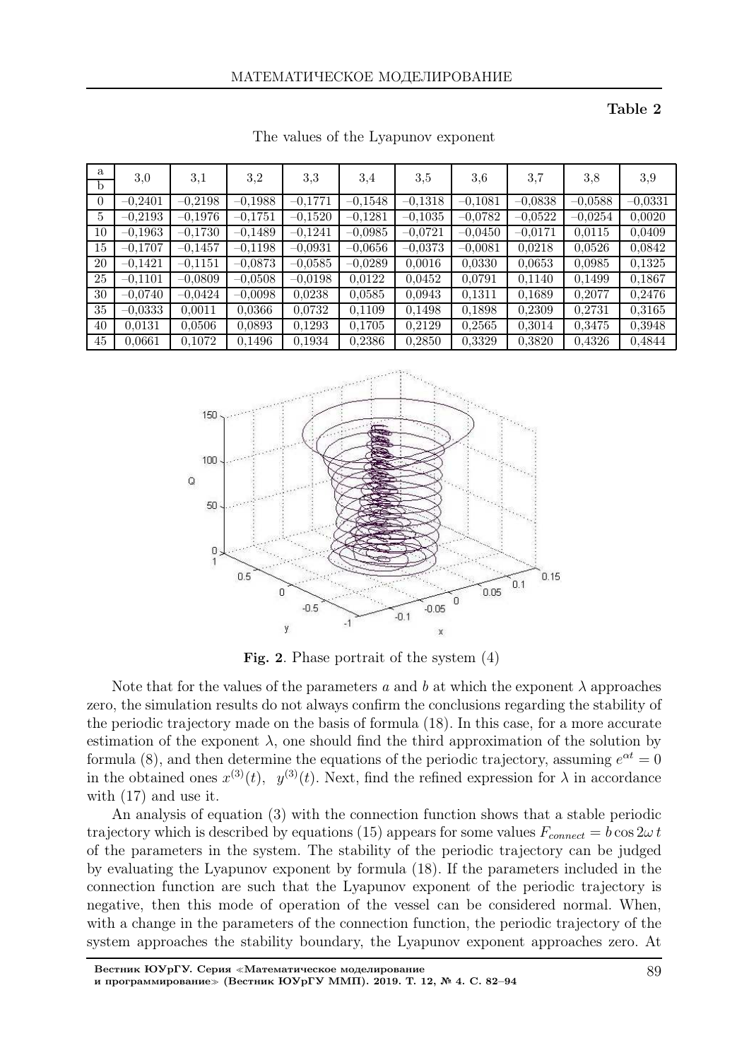**Table 2**

The values of the Lyapunov exponent

| a / b | 3,0 | 3,1 | 3,2 | 3,3 | 3,4 | 3,5 | 3,6 | 3,7 | 3,8 | 3,9 |
|---|---|---|---|---|---|---|---|---|---|---|
| 0 | −0,2401 | −0,2198 | −0,1988 | −0,1771 | −0,1548 | −0,1318 | −0,1081 | −0,0838 | −0,0588 | −0,0331 |
| 5 | −0,2193 | −0,1976 | −0,1751 | −0,1520 | −0,1281 | −0,1035 | −0,0782 | −0,0522 | −0,0254 | 0,0020 |
| 10 | −0,1963 | −0,1730 | −0,1489 | −0,1241 | −0,0985 | −0,0721 | −0,0450 | −0,0171 | 0,0115 | 0,0409 |
| 15 | −0,1707 | −0,1457 | −0,1198 | −0,0931 | −0,0656 | −0,0373 | −0,0081 | 0,0218 | 0,0526 | 0,0842 |
| 20 | −0,1421 | −0,1151 | −0,0873 | −0,0585 | −0,0289 | 0,0016 | 0,0330 | 0,0653 | 0,0985 | 0,1325 |
| 25 | −0,1101 | −0,0809 | −0,0508 | −0,0198 | 0,0122 | 0,0452 | 0,0791 | 0,1140 | 0,1499 | 0,1867 |
| 30 | −0,0740 | −0,0424 | −0,0098 | 0,0238 | 0,0585 | 0,0943 | 0,1311 | 0,1689 | 0,2077 | 0,2476 |
| 35 | −0,0333 | 0,0011 | 0,0366 | 0,0732 | 0,1109 | 0,1498 | 0,1898 | 0,2309 | 0,2731 | 0,3165 |
| 40 | 0,0131 | 0,0506 | 0,0893 | 0,1293 | 0,1705 | 0,2129 | 0,2565 | 0,3014 | 0,3475 | 0,3948 |
| 45 | 0,0661 | 0,1072 | 0,1496 | 0,1934 | 0,2386 | 0,2850 | 0,3329 | 0,3820 | 0,4326 | 0,4844 |

**Fig. 2**. Phase portrait of the system (4)

Note that for the values of the parameters $a$ and $b$ at which the exponent $\lambda$ approaches zero, the simulation results do not always confirm the conclusions regarding the stability of the periodic trajectory made on the basis of formula (18). In this case, for a more accurate estimation of the exponent $\lambda$, one should find the third approximation of the solution by formula (8), and then determine the equations of the periodic trajectory, assuming $e^{\alpha t} = 0$ in the obtained ones $x^{(3)}(t)$, $y^{(3)}(t)$. Next, find the refined expression for $\lambda$ in accordance with (17) and use it.

An analysis of equation (3) with the connection function shows that a stable periodic trajectory which is described by equations (15) appears for some values $F_{connect} = b\cos 2\omega\, t$ of the parameters in the system. The stability of the periodic trajectory can be judged by evaluating the Lyapunov exponent by formula (18). If the parameters included in the connection function are such that the Lyapunov exponent of the periodic trajectory is negative, then this mode of operation of the vessel can be considered normal. When, with a change in the parameters of the connection function, the periodic trajectory of the system approaches the stability boundary, the Lyapunov exponent approaches zero. At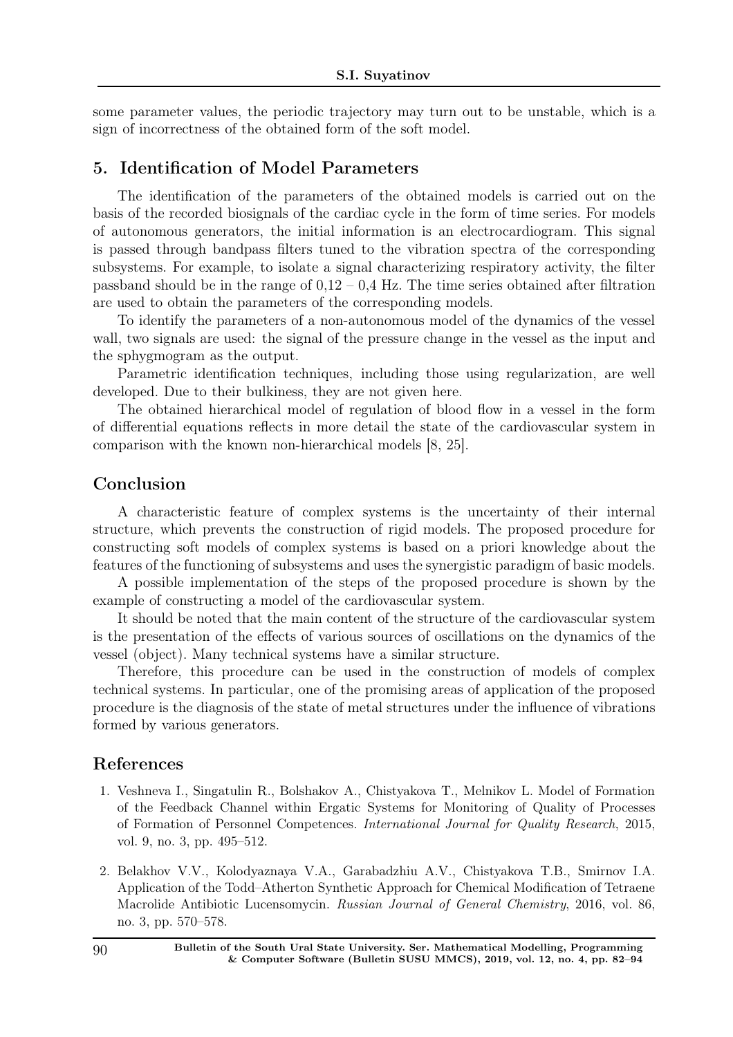some parameter values, the periodic trajectory may turn out to be unstable, which is a sign of incorrectness of the obtained form of the soft model.

## 5. Identification of Model Parameters

The identification of the parameters of the obtained models is carried out on the basis of the recorded biosignals of the cardiac cycle in the form of time series. For models of autonomous generators, the initial information is an electrocardiogram. This signal is passed through bandpass filters tuned to the vibration spectra of the corresponding subsystems. For example, to isolate a signal characterizing respiratory activity, the filter passband should be in the range of 0,12 – 0,4 Hz. The time series obtained after filtration are used to obtain the parameters of the corresponding models.

To identify the parameters of a non-autonomous model of the dynamics of the vessel wall, two signals are used: the signal of the pressure change in the vessel as the input and the sphygmogram as the output.

Parametric identification techniques, including those using regularization, are well developed. Due to their bulkiness, they are not given here.

The obtained hierarchical model of regulation of blood flow in a vessel in the form of differential equations reflects in more detail the state of the cardiovascular system in comparison with the known non-hierarchical models [8, 25].

## Conclusion

A characteristic feature of complex systems is the uncertainty of their internal structure, which prevents the construction of rigid models. The proposed procedure for constructing soft models of complex systems is based on a priori knowledge about the features of the functioning of subsystems and uses the synergistic paradigm of basic models.

A possible implementation of the steps of the proposed procedure is shown by the example of constructing a model of the cardiovascular system.

It should be noted that the main content of the structure of the cardiovascular system is the presentation of the effects of various sources of oscillations on the dynamics of the vessel (object). Many technical systems have a similar structure.

Therefore, this procedure can be used in the construction of models of complex technical systems. In particular, one of the promising areas of application of the proposed procedure is the diagnosis of the state of metal structures under the influence of vibrations formed by various generators.

## References

1. Veshneva I., Singatulin R., Bolshakov A., Chistyakova T., Melnikov L. Model of Formation of the Feedback Channel within Ergatic Systems for Monitoring of Quality of Processes of Formation of Personnel Competences. *International Journal for Quality Research*, 2015, vol. 9, no. 3, pp. 495–512.

2. Belakhov V.V., Kolodyaznaya V.A., Garabadzhiu A.V., Chistyakova T.B., Smirnov I.A. Application of the Todd–Atherton Synthetic Approach for Chemical Modification of Tetraene Macrolide Antibiotic Lucensomycin. *Russian Journal of General Chemistry*, 2016, vol. 86, no. 3, pp. 570–578.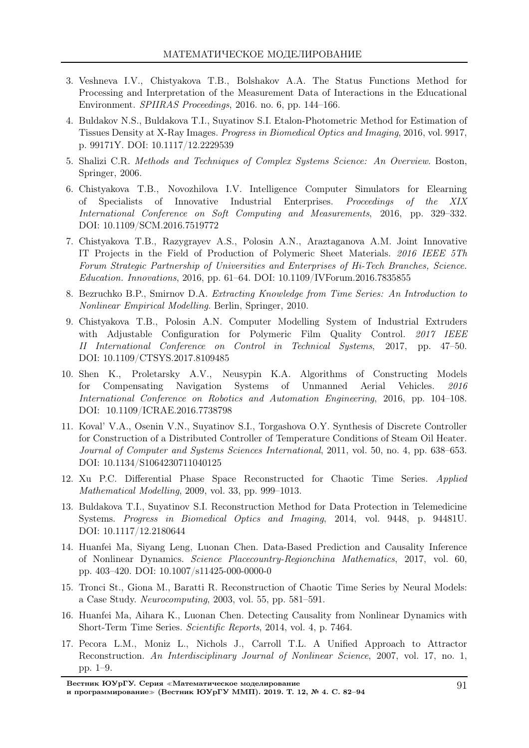3. Veshneva I.V., Chistyakova T.B., Bolshakov A.A. The Status Functions Method for Processing and Interpretation of the Measurement Data of Interactions in the Educational Environment. *SPIIRAS Proceedings*, 2016. no. 6, pp. 144–166.

4. Buldakov N.S., Buldakova T.I., Suyatinov S.I. Etalon-Photometric Method for Estimation of Tissues Density at X-Ray Images. *Progress in Biomedical Optics and Imaging*, 2016, vol. 9917, p. 99171Y. DOI: 10.1117/12.2229539

5. Shalizi C.R. *Methods and Techniques of Complex Systems Science: An Overview*. Boston, Springer, 2006.

6. Chistyakova T.B., Novozhilova I.V. Intelligence Computer Simulators for Elearning of Specialists of Innovative Industrial Enterprises. *Proceedings of the XIX International Conference on Soft Computing and Measurements*, 2016, pp. 329–332. DOI: 10.1109/SCM.2016.7519772

7. Chistyakova T.B., Razygrayev A.S., Polosin A.N., Araztaganova A.M. Joint Innovative IT Projects in the Field of Production of Polymeric Sheet Materials. *2016 IEEE 5Th Forum Strategic Partnership of Universities and Enterprises of Hi-Tech Branches, Science. Education. Innovations*, 2016, pp. 61–64. DOI: 10.1109/IVForum.2016.7835855

8. Bezruchko B.P., Smirnov D.A. *Extracting Knowledge from Time Series: An Introduction to Nonlinear Empirical Modelling*. Berlin, Springer, 2010.

9. Chistyakova T.B., Polosin A.N. Computer Modelling System of Industrial Extruders with Adjustable Configuration for Polymeric Film Quality Control. *2017 IEEE II International Conference on Control in Technical Systems*, 2017, pp. 47–50. DOI: 10.1109/CTSYS.2017.8109485

10. Shen K., Proletarsky A.V., Neusypin K.A. Algorithms of Constructing Models for Compensating Navigation Systems of Unmanned Aerial Vehicles. *2016 International Conference on Robotics and Automation Engineering*, 2016, pp. 104–108. DOI: 10.1109/ICRAE.2016.7738798

11. Koval' V.A., Osenin V.N., Suyatinov S.I., Torgashova O.Y. Synthesis of Discrete Controller for Construction of a Distributed Controller of Temperature Conditions of Steam Oil Heater. *Journal of Computer and Systems Sciences International*, 2011, vol. 50, no. 4, pp. 638–653. DOI: 10.1134/S1064230711040125

12. Xu P.C. Differential Phase Space Reconstructed for Chaotic Time Series. *Applied Mathematical Modelling*, 2009, vol. 33, pp. 999–1013.

13. Buldakova T.I., Suyatinov S.I. Reconstruction Method for Data Protection in Telemedicine Systems. *Progress in Biomedical Optics and Imaging*, 2014, vol. 9448, p. 94481U. DOI: 10.1117/12.2180644

14. Huanfei Ma, Siyang Leng, Luonan Chen. Data-Based Prediction and Causality Inference of Nonlinear Dynamics. *Science Placecountry-Regionchina Mathematics*, 2017, vol. 60, pp. 403–420. DOI: 10.1007/s11425-000-0000-0

15. Tronci St., Giona M., Baratti R. Reconstruction of Chaotic Time Series by Neural Models: a Case Study. *Neurocomputing*, 2003, vol. 55, pp. 581–591.

16. Huanfei Ma, Aihara K., Luonan Chen. Detecting Causality from Nonlinear Dynamics with Short-Term Time Series. *Scientific Reports*, 2014, vol. 4, p. 7464.

17. Pecora L.M., Moniz L., Nichols J., Carroll T.L. A Unified Approach to Attractor Reconstruction. *An Interdisciplinary Journal of Nonlinear Science*, 2007, vol. 17, no. 1, pp. 1–9.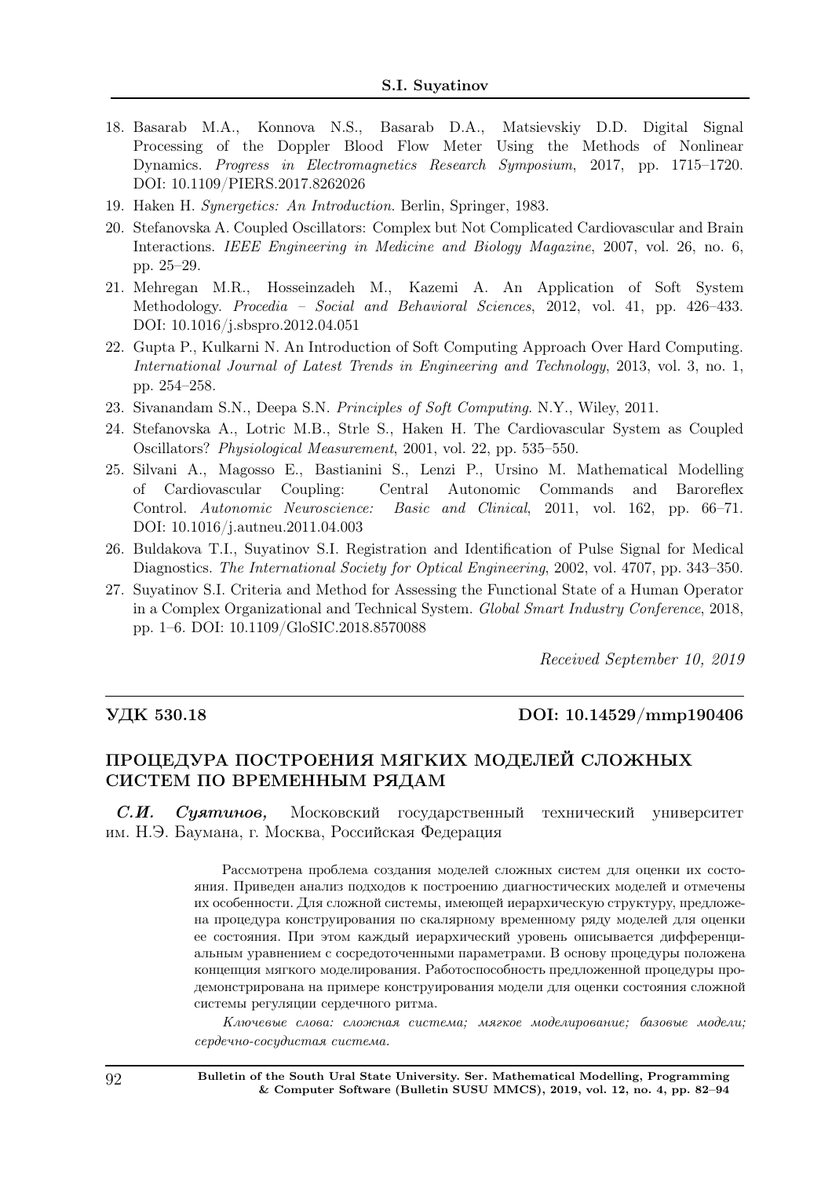18. Basarab M.A., Konnova N.S., Basarab D.A., Matsievskiy D.D. Digital Signal Processing of the Doppler Blood Flow Meter Using the Methods of Nonlinear Dynamics. *Progress in Electromagnetics Research Symposium*, 2017, pp. 1715–1720. DOI: 10.1109/PIERS.2017.8262026
19. Haken H. *Synergetics: An Introduction*. Berlin, Springer, 1983.
20. Stefanovska A. Coupled Oscillators: Complex but Not Complicated Cardiovascular and Brain Interactions. *IEEE Engineering in Medicine and Biology Magazine*, 2007, vol. 26, no. 6, pp. 25–29.
21. Mehregan M.R., Hosseinzadeh M., Kazemi A. An Application of Soft System Methodology. *Procedia – Social and Behavioral Sciences*, 2012, vol. 41, pp. 426–433. DOI: 10.1016/j.sbspro.2012.04.051
22. Gupta P., Kulkarni N. An Introduction of Soft Computing Approach Over Hard Computing. *International Journal of Latest Trends in Engineering and Technology*, 2013, vol. 3, no. 1, pp. 254–258.
23. Sivanandam S.N., Deepa S.N. *Principles of Soft Computing*. N.Y., Wiley, 2011.
24. Stefanovska A., Lotric M.B., Strle S., Haken H. The Cardiovascular System as Coupled Oscillators? *Physiological Measurement*, 2001, vol. 22, pp. 535–550.
25. Silvani A., Magosso E., Bastianini S., Lenzi P., Ursino M. Mathematical Modelling of Cardiovascular Coupling: Central Autonomic Commands and Baroreflex Control. *Autonomic Neuroscience: Basic and Clinical*, 2011, vol. 162, pp. 66–71. DOI: 10.1016/j.autneu.2011.04.003
26. Buldakova T.I., Suyatinov S.I. Registration and Identification of Pulse Signal for Medical Diagnostics. *The International Society for Optical Engineering*, 2002, vol. 4707, pp. 343–350.
27. Suyatinov S.I. Criteria and Method for Assessing the Functional State of a Human Operator in a Complex Organizational and Technical System. *Global Smart Industry Conference*, 2018, pp. 1–6. DOI: 10.1109/GloSIC.2018.8570088

*Received September 10, 2019*

---

**УДК 530.18** **DOI: 10.14529/mmp190406**

## ПРОЦЕДУРА ПОСТРОЕНИЯ МЯГКИХ МОДЕЛЕЙ СЛОЖНЫХ СИСТЕМ ПО ВРЕМЕННЫМ РЯДАМ

***С.И. Суятинов,*** Московский государственный технический университет им. Н.Э. Баумана, г. Москва, Российская Федерация

Рассмотрена проблема создания моделей сложных систем для оценки их состояния. Приведен анализ подходов к построению диагностических моделей и отмечены их особенности. Для сложной системы, имеющей иерархическую структуру, предложена процедура конструирования по скалярному временному ряду моделей для оценки ее состояния. При этом каждый иерархический уровень описывается дифференциальным уравнением с сосредоточенными параметрами. В основу процедуры положена концепция мягкого моделирования. Работоспособность предложенной процедуры продемонстрирована на примере конструирования модели для оценки состояния сложной системы регуляции сердечного ритма.

*Ключевые слова: сложная система; мягкое моделирование; базовые модели; сердечно-сосудистая система.*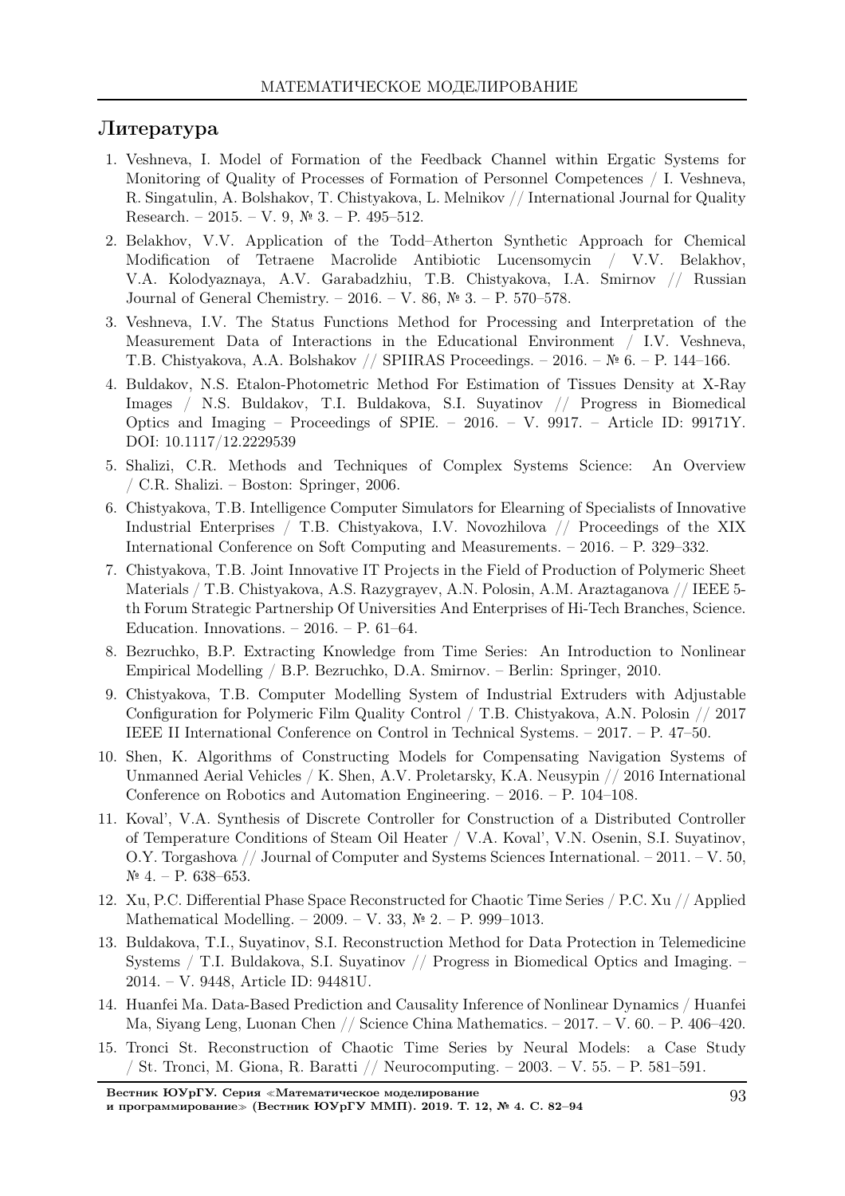## Литература

1. Veshneva, I. Model of Formation of the Feedback Channel within Ergatic Systems for Monitoring of Quality of Processes of Formation of Personnel Competences / I. Veshneva, R. Singatulin, A. Bolshakov, T. Chistyakova, L. Melnikov // International Journal for Quality Research. – 2015. – V. 9, № 3. – P. 495–512.
2. Belakhov, V.V. Application of the Todd–Atherton Synthetic Approach for Chemical Modification of Tetraene Macrolide Antibiotic Lucensomycin / V.V. Belakhov, V.A. Kolodyaznaya, A.V. Garabadzhiu, T.B. Chistyakova, I.A. Smirnov // Russian Journal of General Chemistry. – 2016. – V. 86, № 3. – P. 570–578.
3. Veshneva, I.V. The Status Functions Method for Processing and Interpretation of the Measurement Data of Interactions in the Educational Environment / I.V. Veshneva, T.B. Chistyakova, A.A. Bolshakov // SPIIRAS Proceedings. – 2016. – № 6. – P. 144–166.
4. Buldakov, N.S. Etalon-Photometric Method For Estimation of Tissues Density at X-Ray Images / N.S. Buldakov, T.I. Buldakova, S.I. Suyatinov // Progress in Biomedical Optics and Imaging – Proceedings of SPIE. – 2016. – V. 9917. – Article ID: 99171Y. DOI: 10.1117/12.2229539
5. Shalizi, C.R. Methods and Techniques of Complex Systems Science: An Overview / C.R. Shalizi. – Boston: Springer, 2006.
6. Chistyakova, T.B. Intelligence Computer Simulators for Elearning of Specialists of Innovative Industrial Enterprises / T.B. Chistyakova, I.V. Novozhilova // Proceedings of the XIX International Conference on Soft Computing and Measurements. – 2016. – P. 329–332.
7. Chistyakova, T.B. Joint Innovative IT Projects in the Field of Production of Polymeric Sheet Materials / T.B. Chistyakova, A.S. Razygrayev, A.N. Polosin, A.M. Araztaganova // IEEE 5-th Forum Strategic Partnership Of Universities And Enterprises of Hi-Tech Branches, Science. Education. Innovations. – 2016. – P. 61–64.
8. Bezruchko, B.P. Extracting Knowledge from Time Series: An Introduction to Nonlinear Empirical Modelling / B.P. Bezruchko, D.A. Smirnov. – Berlin: Springer, 2010.
9. Chistyakova, T.B. Computer Modelling System of Industrial Extruders with Adjustable Configuration for Polymeric Film Quality Control / T.B. Chistyakova, A.N. Polosin // 2017 IEEE II International Conference on Control in Technical Systems. – 2017. – P. 47–50.
10. Shen, K. Algorithms of Constructing Models for Compensating Navigation Systems of Unmanned Aerial Vehicles / K. Shen, A.V. Proletarsky, K.A. Neusypin // 2016 International Conference on Robotics and Automation Engineering. – 2016. – P. 104–108.
11. Koval', V.A. Synthesis of Discrete Controller for Construction of a Distributed Controller of Temperature Conditions of Steam Oil Heater / V.A. Koval', V.N. Osenin, S.I. Suyatinov, O.Y. Torgashova // Journal of Computer and Systems Sciences International. – 2011. – V. 50, № 4. – P. 638–653.
12. Xu, P.C. Differential Phase Space Reconstructed for Chaotic Time Series / P.C. Xu // Applied Mathematical Modelling. – 2009. – V. 33, № 2. – P. 999–1013.
13. Buldakova, T.I., Suyatinov, S.I. Reconstruction Method for Data Protection in Telemedicine Systems / T.I. Buldakova, S.I. Suyatinov // Progress in Biomedical Optics and Imaging. – 2014. – V. 9448, Article ID: 94481U.
14. Huanfei Ma. Data-Based Prediction and Causality Inference of Nonlinear Dynamics / Huanfei Ma, Siyang Leng, Luonan Chen // Science China Mathematics. – 2017. – V. 60. – P. 406–420.
15. Tronci St. Reconstruction of Chaotic Time Series by Neural Models: a Case Study / St. Tronci, M. Giona, R. Baratti // Neurocomputing. – 2003. – V. 55. – P. 581–591.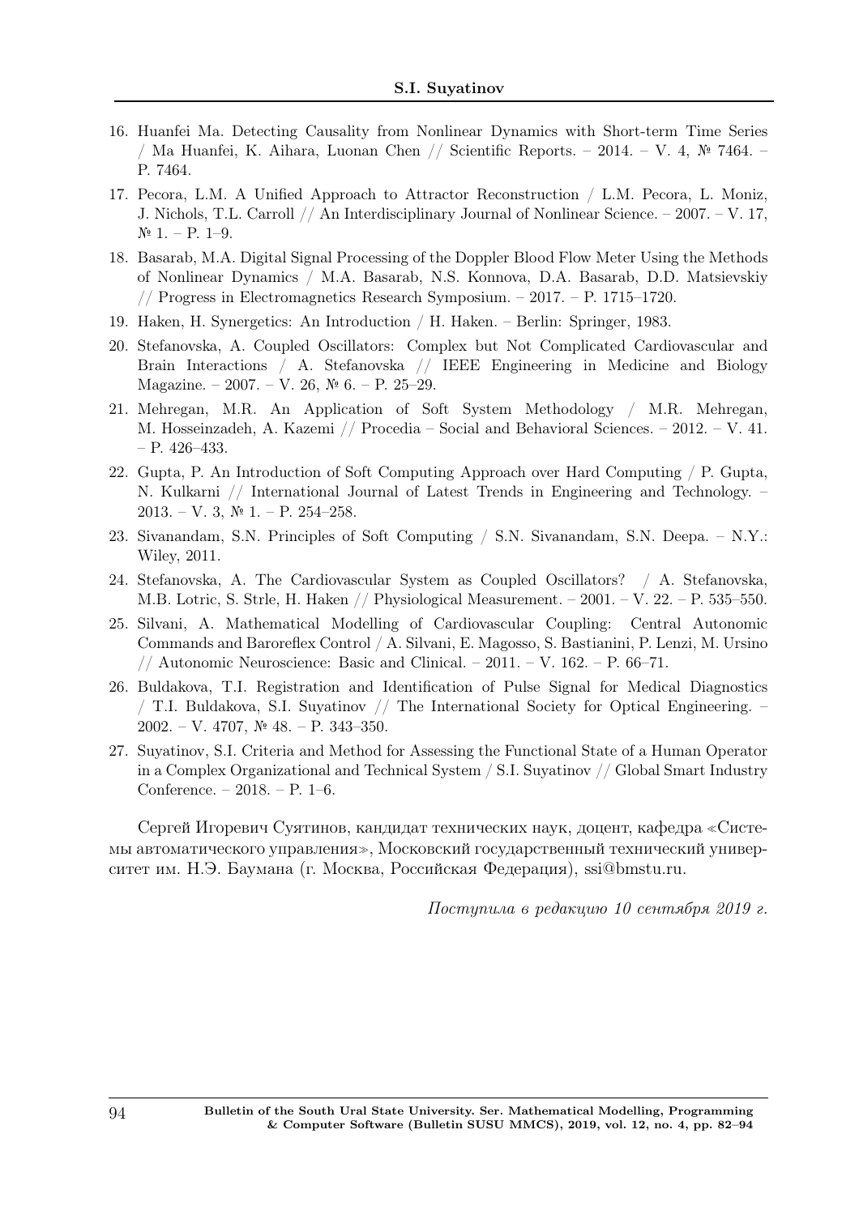16. Huanfei Ma. Detecting Causality from Nonlinear Dynamics with Short-term Time Series / Ma Huanfei, K. Aihara, Luonan Chen // Scientific Reports. – 2014. – V. 4, № 7464. – P. 7464.

17. Pecora, L.M. A Unified Approach to Attractor Reconstruction / L.M. Pecora, L. Moniz, J. Nichols, T.L. Carroll // An Interdisciplinary Journal of Nonlinear Science. – 2007. – V. 17, № 1. – P. 1–9.

18. Basarab, M.A. Digital Signal Processing of the Doppler Blood Flow Meter Using the Methods of Nonlinear Dynamics / M.A. Basarab, N.S. Konnova, D.A. Basarab, D.D. Matsievskiy // Progress in Electromagnetics Research Symposium. – 2017. – P. 1715–1720.

19. Haken, H. Synergetics: An Introduction / H. Haken. – Berlin: Springer, 1983.

20. Stefanovska, A. Coupled Oscillators: Complex but Not Complicated Cardiovascular and Brain Interactions / A. Stefanovska // IEEE Engineering in Medicine and Biology Magazine. – 2007. – V. 26, № 6. – P. 25–29.

21. Mehregan, M.R. An Application of Soft System Methodology / M.R. Mehregan, M. Hosseinzadeh, A. Kazemi // Procedia – Social and Behavioral Sciences. – 2012. – V. 41. – P. 426–433.

22. Gupta, P. An Introduction of Soft Computing Approach over Hard Computing / P. Gupta, N. Kulkarni // International Journal of Latest Trends in Engineering and Technology. – 2013. – V. 3, № 1. – P. 254–258.

23. Sivanandam, S.N. Principles of Soft Computing / S.N. Sivanandam, S.N. Deepa. – N.Y.: Wiley, 2011.

24. Stefanovska, A. The Cardiovascular System as Coupled Oscillators? / A. Stefanovska, M.B. Lotric, S. Strle, H. Haken // Physiological Measurement. – 2001. – V. 22. – P. 535–550.

25. Silvani, A. Mathematical Modelling of Cardiovascular Coupling: Central Autonomic Commands and Baroreflex Control / A. Silvani, E. Magosso, S. Bastianini, P. Lenzi, M. Ursino // Autonomic Neuroscience: Basic and Clinical. – 2011. – V. 162. – P. 66–71.

26. Buldakova, T.I. Registration and Identification of Pulse Signal for Medical Diagnostics / T.I. Buldakova, S.I. Suyatinov // The International Society for Optical Engineering. – 2002. – V. 4707, № 48. – P. 343–350.

27. Suyatinov, S.I. Criteria and Method for Assessing the Functional State of a Human Operator in a Complex Organizational and Technical System / S.I. Suyatinov // Global Smart Industry Conference. – 2018. – P. 1–6.

Сергей Игоревич Суятинов, кандидат технических наук, доцент, кафедра «Системы автоматического управления», Московский государственный технический университет им. Н.Э. Баумана (г. Москва, Российская Федерация), ssi@bmstu.ru.

*Поступила в редакцию 10 сентября 2019 г.*